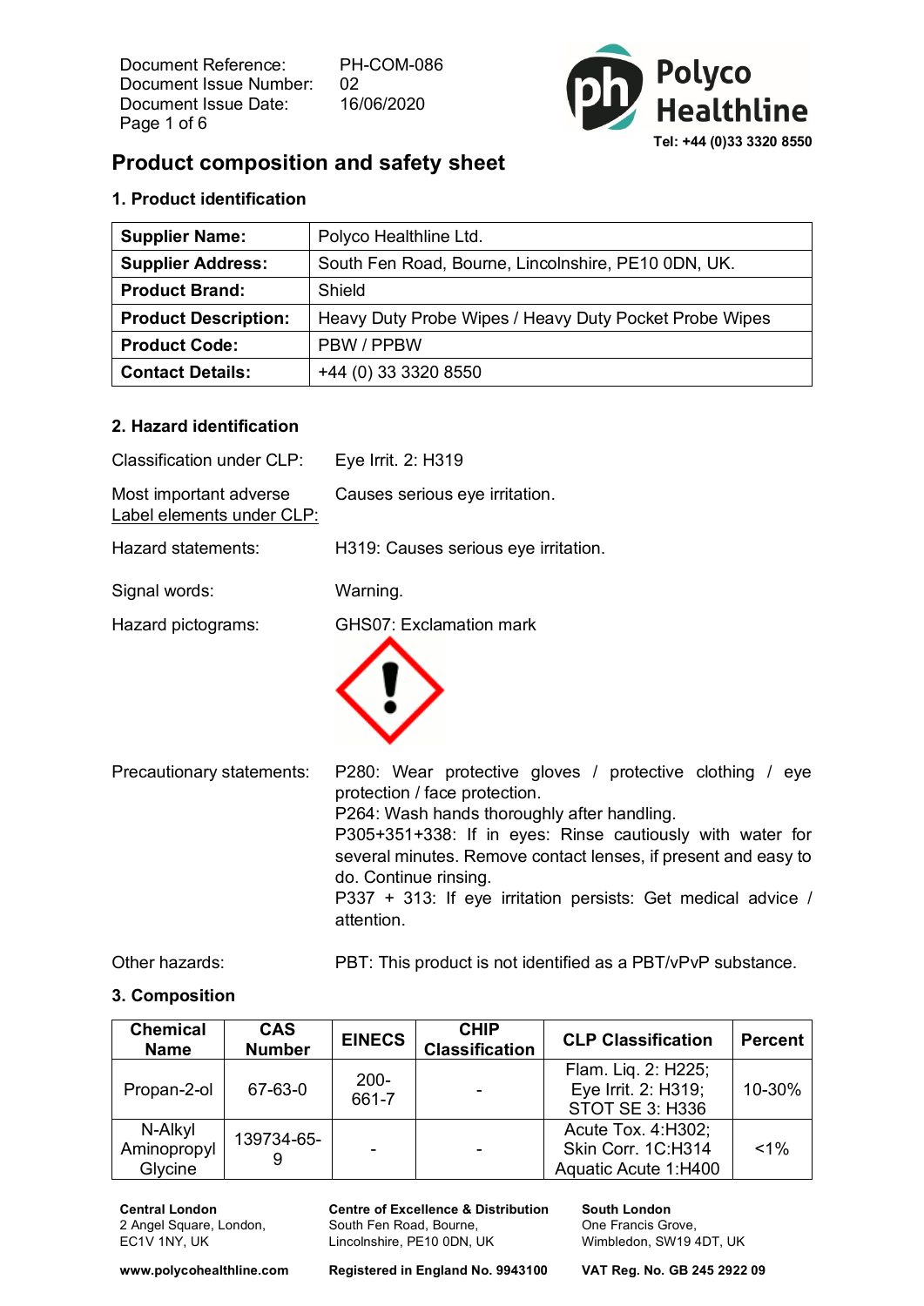Document Reference: PH-COM-086
Document Issue Number: 02
Document Issue Date: 16/06/2020

Polyco Healthline
Tel: +44 (0)33 3320 8550

# Product composition and safety sheet

## 1. Product identification

| Supplier Name: | Polyco Healthline Ltd. |
|---|---|
| Supplier Address: | South Fen Road, Bourne, Lincolnshire, PE10 0DN, UK. |
| Product Brand: | Shield |
| Product Description: | Heavy Duty Probe Wipes / Heavy Duty Pocket Probe Wipes |
| Product Code: | PBW / PPBW |
| Contact Details: | +44 (0) 33 3320 8550 |

## 2. Hazard identification

Classification under CLP: Eye Irrit. 2: H319

Most important adverse: Causes serious eye irritation.

Label elements under CLP:

Hazard statements: H319: Causes serious eye irritation.

Signal words: Warning.

Hazard pictograms: GHS07: Exclamation mark

Precautionary statements:
P280: Wear protective gloves / protective clothing / eye protection / face protection.
P264: Wash hands thoroughly after handling.
P305+351+338: If in eyes: Rinse cautiously with water for several minutes. Remove contact lenses, if present and easy to do. Continue rinsing.
P337 + 313: If eye irritation persists: Get medical advice / attention.

Other hazards: PBT: This product is not identified as a PBT/vPvP substance.

## 3. Composition

| Chemical Name | CAS Number | EINECS | CHIP Classification | CLP Classification | Percent |
|---|---|---|---|---|---|
| Propan-2-ol | 67-63-0 | 200-661-7 | - | Flam. Liq. 2: H225; Eye Irrit. 2: H319; STOT SE 3: H336 | 10-30% |
| N-Alkyl Aminopropyl Glycine | 139734-65-9 | - | - | Acute Tox. 4:H302; Skin Corr. 1C:H314 Aquatic Acute 1:H400 | <1% |

**Central London**
2 Angel Square, London, EC1V 1NY, UK

**Centre of Excellence & Distribution**
South Fen Road, Bourne, Lincolnshire, PE10 0DN, UK

**South London**
One Francis Grove, Wimbledon, SW19 4DT, UK

**www.polycohealthline.com** **Registered in England No. 9943100** **VAT Reg. No. GB 245 2922 09**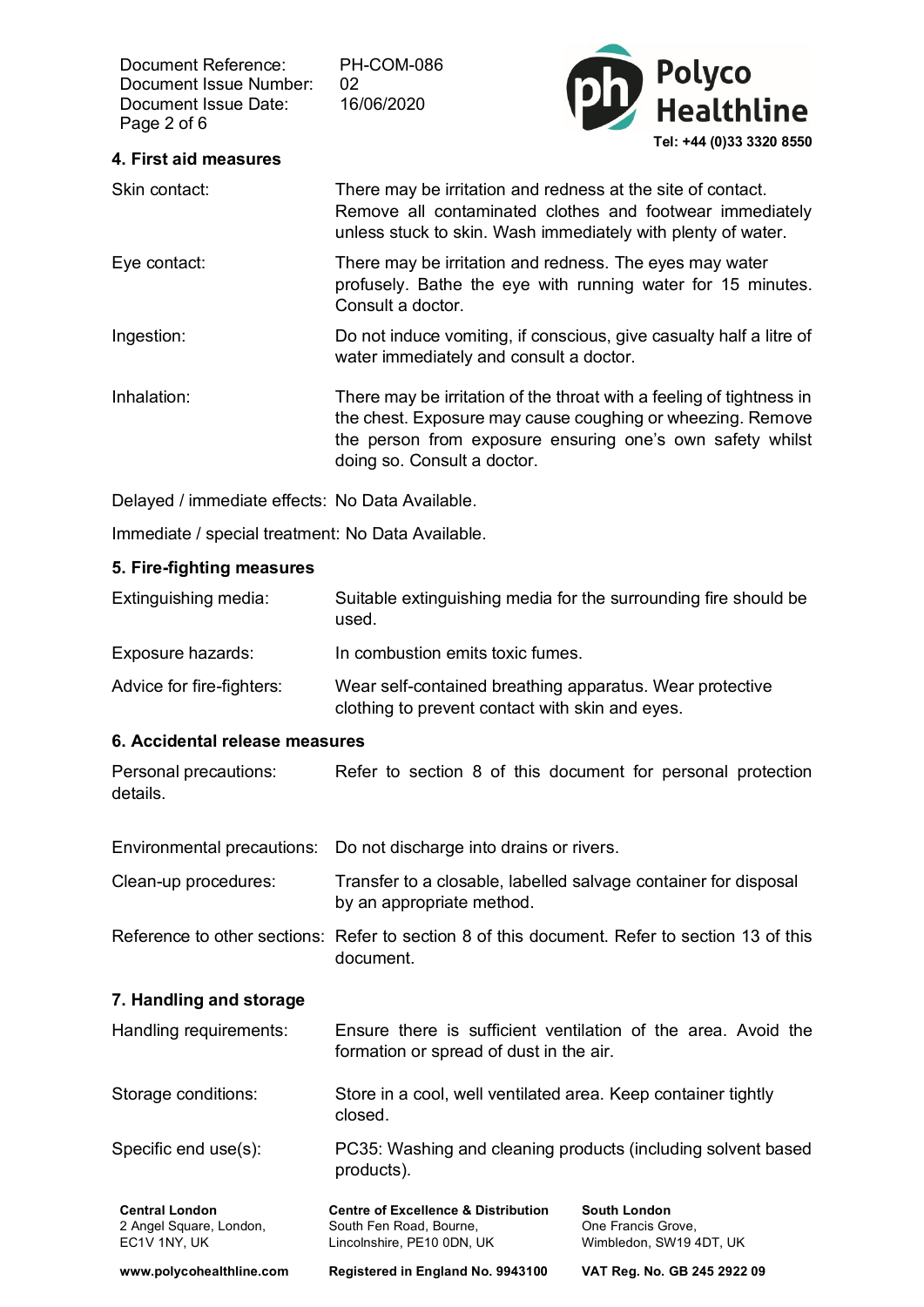## 4. First aid measures

| | |
|---|---|
| Skin contact: | There may be irritation and redness at the site of contact. Remove all contaminated clothes and footwear immediately unless stuck to skin. Wash immediately with plenty of water. |
| Eye contact: | There may be irritation and redness. The eyes may water profusely. Bathe the eye with running water for 15 minutes. Consult a doctor. |
| Ingestion: | Do not induce vomiting, if conscious, give casualty half a litre of water immediately and consult a doctor. |
| Inhalation: | There may be irritation of the throat with a feeling of tightness in the chest. Exposure may cause coughing or wheezing. Remove the person from exposure ensuring one's own safety whilst doing so. Consult a doctor. |

Delayed / immediate effects: No Data Available.

Immediate / special treatment: No Data Available.

## 5. Fire-fighting measures

| | |
|---|---|
| Extinguishing media: | Suitable extinguishing media for the surrounding fire should be used. |
| Exposure hazards: | In combustion emits toxic fumes. |
| Advice for fire-fighters: | Wear self-contained breathing apparatus. Wear protective clothing to prevent contact with skin and eyes. |

## 6. Accidental release measures

| | |
|---|---|
| Personal precautions: | Refer to section 8 of this document for personal protection details. |
| Environmental precautions: | Do not discharge into drains or rivers. |
| Clean-up procedures: | Transfer to a closable, labelled salvage container for disposal by an appropriate method. |
| Reference to other sections: | Refer to section 8 of this document. Refer to section 13 of this document. |

## 7. Handling and storage

| | |
|---|---|
| Handling requirements: | Ensure there is sufficient ventilation of the area. Avoid the formation or spread of dust in the air. |
| Storage conditions: | Store in a cool, well ventilated area. Keep container tightly closed. |
| Specific end use(s): | PC35: Washing and cleaning products (including solvent based products). |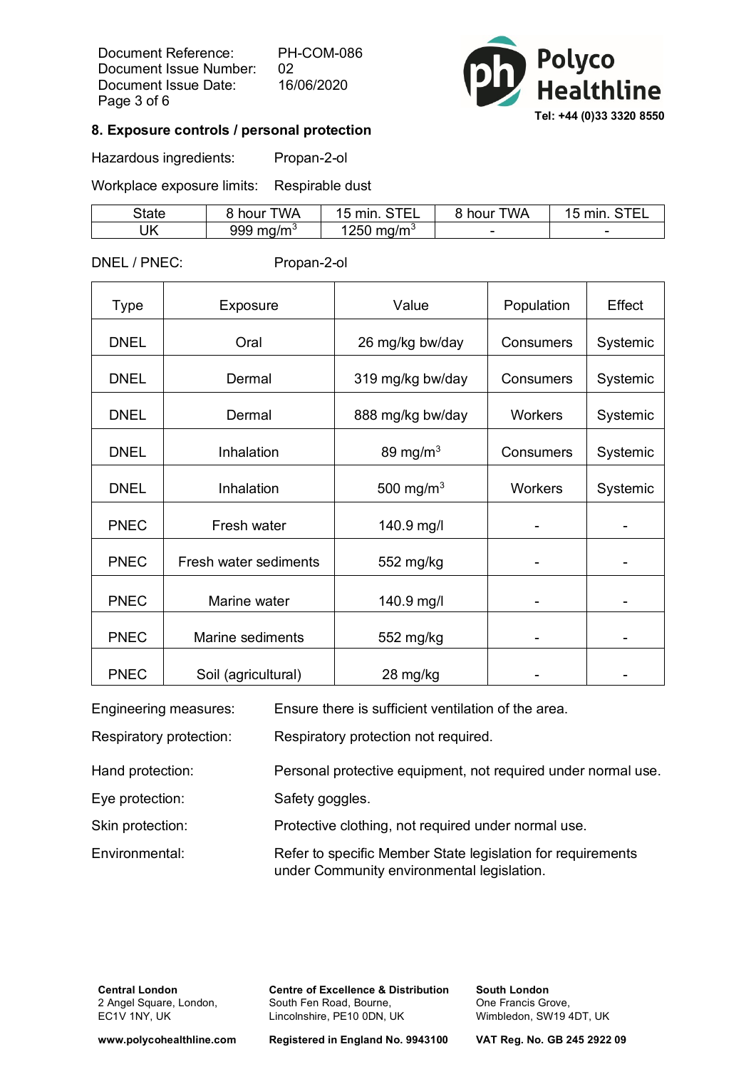## 8. Exposure controls / personal protection

Hazardous ingredients: Propan-2-ol

Workplace exposure limits: Respirable dust

| State | 8 hour TWA | 15 min. STEL | 8 hour TWA | 15 min. STEL |
|---|---|---|---|---|
| UK | 999 mg/m$^3$ | 1250 mg/m$^3$ | - | - |

DNEL / PNEC: Propan-2-ol

| Type | Exposure | Value | Population | Effect |
|---|---|---|---|---|
| DNEL | Oral | 26 mg/kg bw/day | Consumers | Systemic |
| DNEL | Dermal | 319 mg/kg bw/day | Consumers | Systemic |
| DNEL | Dermal | 888 mg/kg bw/day | Workers | Systemic |
| DNEL | Inhalation | 89 mg/m$^3$ | Consumers | Systemic |
| DNEL | Inhalation | 500 mg/m$^3$ | Workers | Systemic |
| PNEC | Fresh water | 140.9 mg/l | - | - |
| PNEC | Fresh water sediments | 552 mg/kg | - | - |
| PNEC | Marine water | 140.9 mg/l | - | - |
| PNEC | Marine sediments | 552 mg/kg | - | - |
| PNEC | Soil (agricultural) | 28 mg/kg | - | - |

Engineering measures: Ensure there is sufficient ventilation of the area.

Respiratory protection: Respiratory protection not required.

Hand protection: Personal protective equipment, not required under normal use.

Eye protection: Safety goggles.

Skin protection: Protective clothing, not required under normal use.

Environmental: Refer to specific Member State legislation for requirements under Community environmental legislation.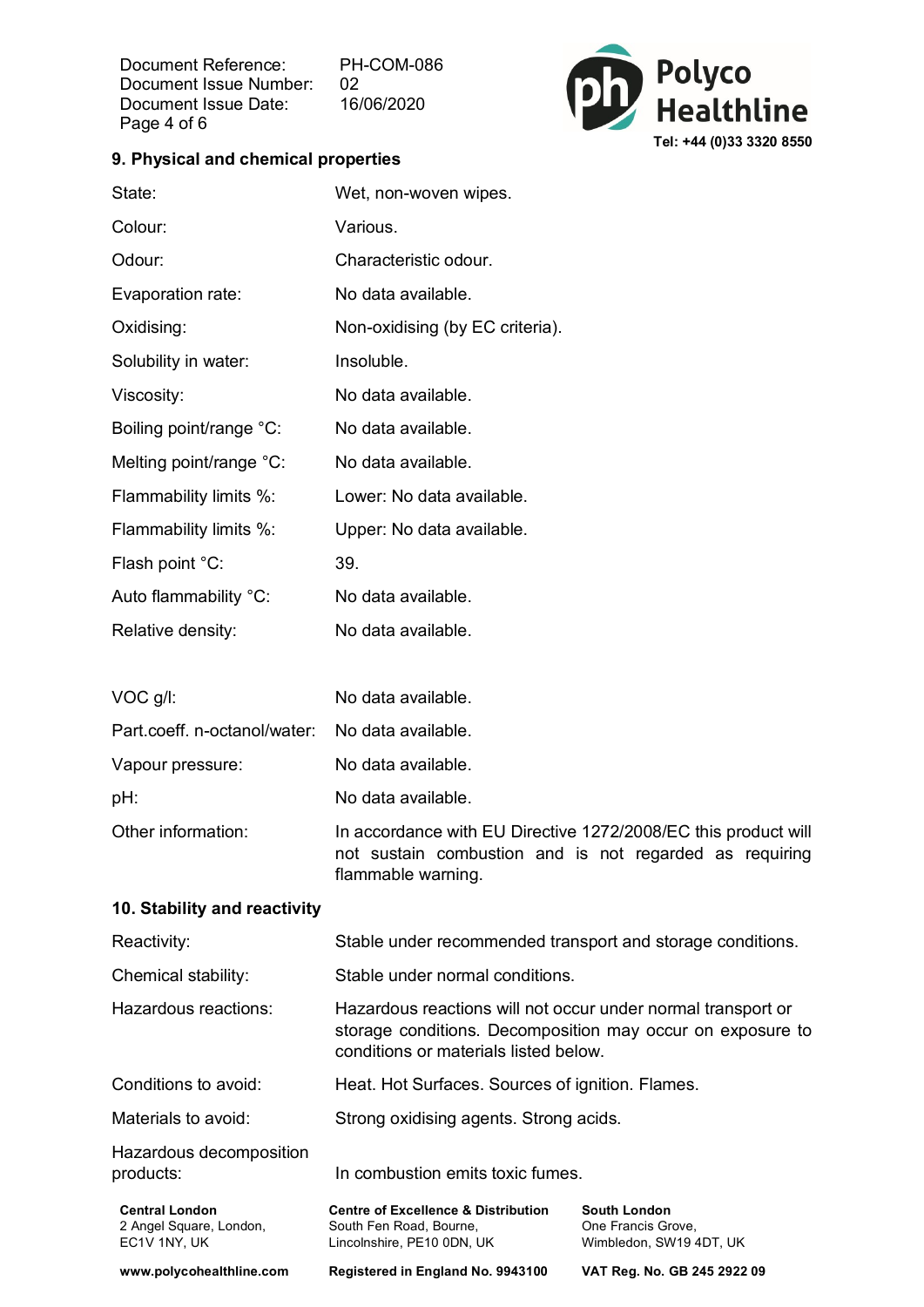## 9. Physical and chemical properties

| | |
|---|---|
| State: | Wet, non-woven wipes. |
| Colour: | Various. |
| Odour: | Characteristic odour. |
| Evaporation rate: | No data available. |
| Oxidising: | Non-oxidising (by EC criteria). |
| Solubility in water: | Insoluble. |
| Viscosity: | No data available. |
| Boiling point/range °C: | No data available. |
| Melting point/range °C: | No data available. |
| Flammability limits %: | Lower: No data available. |
| Flammability limits %: | Upper: No data available. |
| Flash point °C: | 39. |
| Auto flammability °C: | No data available. |
| Relative density: | No data available. |
| VOC g/l: | No data available. |
| Part.coeff. n-octanol/water: | No data available. |
| Vapour pressure: | No data available. |
| pH: | No data available. |
| Other information: | In accordance with EU Directive 1272/2008/EC this product will not sustain combustion and is not regarded as requiring flammable warning. |

## 10. Stability and reactivity

| | |
|---|---|
| Reactivity: | Stable under recommended transport and storage conditions. |
| Chemical stability: | Stable under normal conditions. |
| Hazardous reactions: | Hazardous reactions will not occur under normal transport or storage conditions. Decomposition may occur on exposure to conditions or materials listed below. |
| Conditions to avoid: | Heat. Hot Surfaces. Sources of ignition. Flames. |
| Materials to avoid: | Strong oxidising agents. Strong acids. |
| Hazardous decomposition products: | In combustion emits toxic fumes. |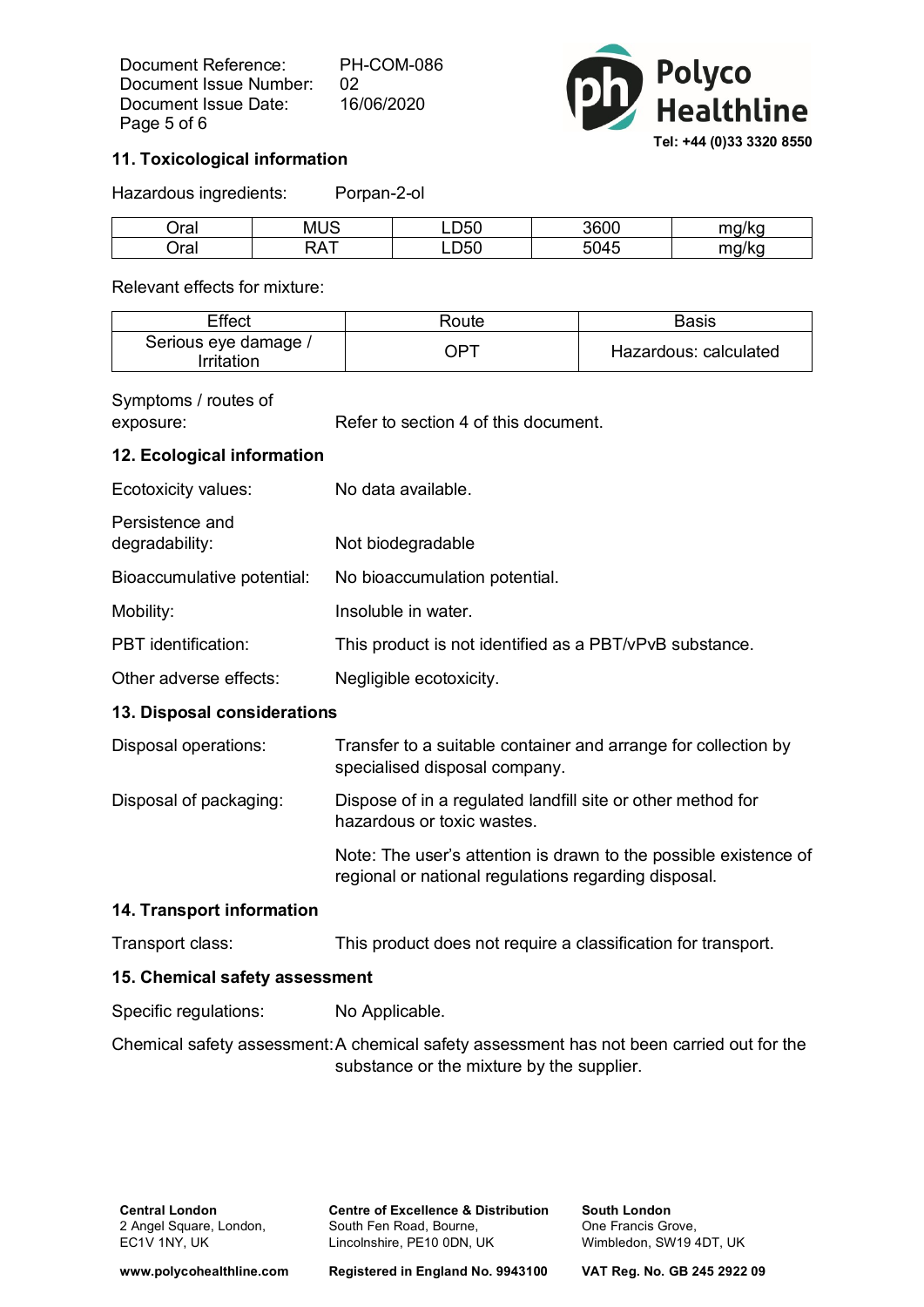## 11. Toxicological information

Hazardous ingredients: Porpan-2-ol

| Oral | MUS | LD50 | 3600 | mg/kg |
|---|---|---|---|---|
| Oral | RAT | LD50 | 5045 | mg/kg |

Relevant effects for mixture:

| Effect | Route | Basis |
|---|---|---|
| Serious eye damage / Irritation | OPT | Hazardous: calculated |

Symptoms / routes of exposure: Refer to section 4 of this document.

## 12. Ecological information

Ecotoxicity values: No data available.

Persistence and degradability: Not biodegradable

Bioaccumulative potential: No bioaccumulation potential.

Mobility: Insoluble in water.

PBT identification: This product is not identified as a PBT/vPvB substance.

Other adverse effects: Negligible ecotoxicity.

## 13. Disposal considerations

Disposal operations: Transfer to a suitable container and arrange for collection by specialised disposal company.

Disposal of packaging: Dispose of in a regulated landfill site or other method for hazardous or toxic wastes.

Note: The user's attention is drawn to the possible existence of regional or national regulations regarding disposal.

## 14. Transport information

Transport class: This product does not require a classification for transport.

## 15. Chemical safety assessment

Specific regulations: No Applicable.

Chemical safety assessment: A chemical safety assessment has not been carried out for the substance or the mixture by the supplier.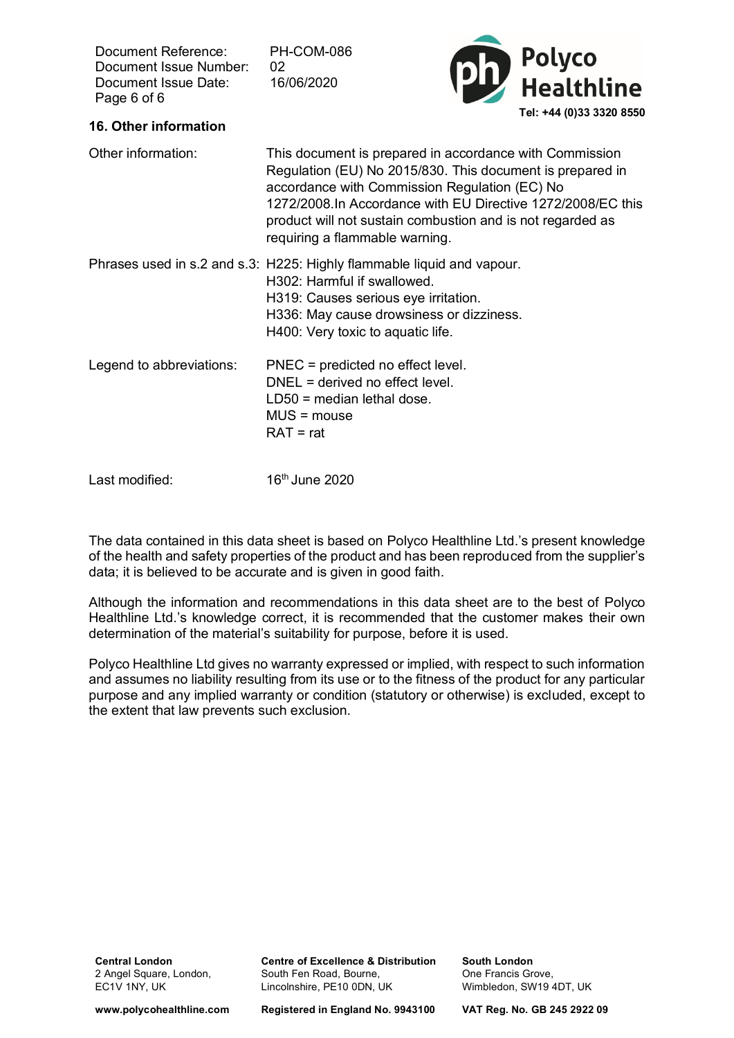## 16. Other information

| | |
|---|---|
| Other information: | This document is prepared in accordance with Commission Regulation (EU) No 2015/830. This document is prepared in accordance with Commission Regulation (EC) No 1272/2008.In Accordance with EU Directive 1272/2008/EC this product will not sustain combustion and is not regarded as requiring a flammable warning. |
| Phrases used in s.2 and s.3: | H225: Highly flammable liquid and vapour.<br>H302: Harmful if swallowed.<br>H319: Causes serious eye irritation.<br>H336: May cause drowsiness or dizziness.<br>H400: Very toxic to aquatic life. |
| Legend to abbreviations: | PNEC = predicted no effect level.<br>DNEL = derived no effect level.<br>LD50 = median lethal dose.<br>MUS = mouse<br>RAT = rat |
| Last modified: | 16th June 2020 |

The data contained in this data sheet is based on Polyco Healthline Ltd.'s present knowledge of the health and safety properties of the product and has been reproduced from the supplier's data; it is believed to be accurate and is given in good faith.

Although the information and recommendations in this data sheet are to the best of Polyco Healthline Ltd.'s knowledge correct, it is recommended that the customer makes their own determination of the material's suitability for purpose, before it is used.

Polyco Healthline Ltd gives no warranty expressed or implied, with respect to such information and assumes no liability resulting from its use or to the fitness of the product for any particular purpose and any implied warranty or condition (statutory or otherwise) is excluded, except to the extent that law prevents such exclusion.